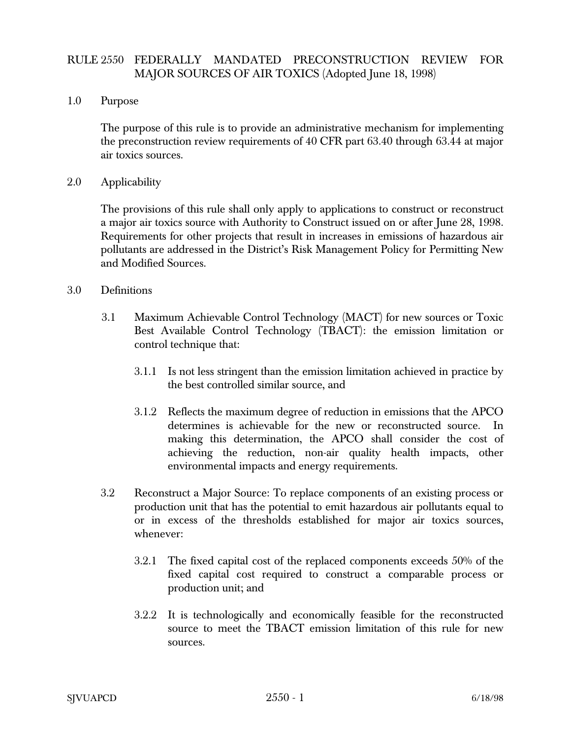# RULE 2550 FEDERALLY MANDATED PRECONSTRUCTION REVIEW FOR MAJOR SOURCES OF AIR TOXICS (Adopted June 18, 1998)

## 1.0 Purpose

The purpose of this rule is to provide an administrative mechanism for implementing the preconstruction review requirements of 40 CFR part 63.40 through 63.44 at major air toxics sources.

## 2.0 Applicability

The provisions of this rule shall only apply to applications to construct or reconstruct a major air toxics source with Authority to Construct issued on or after June 28, 1998. Requirements for other projects that result in increases in emissions of hazardous air pollutants are addressed in the District's Risk Management Policy for Permitting New and Modified Sources.

## 3.0 Definitions

3.1 Maximum Achievable Control Technology (MACT) for new sources or Toxic Best Available Control Technology (TBACT): the emission limitation or control technique that:

3.1.1 Is not less stringent than the emission limitation achieved in practice by the best controlled similar source, and

3.1.2 Reflects the maximum degree of reduction in emissions that the APCO determines is achievable for the new or reconstructed source. In making this determination, the APCO shall consider the cost of achieving the reduction, non-air quality health impacts, other environmental impacts and energy requirements.

3.2 Reconstruct a Major Source: To replace components of an existing process or production unit that has the potential to emit hazardous air pollutants equal to or in excess of the thresholds established for major air toxics sources, whenever:

3.2.1 The fixed capital cost of the replaced components exceeds 50% of the fixed capital cost required to construct a comparable process or production unit; and

3.2.2 It is technologically and economically feasible for the reconstructed source to meet the TBACT emission limitation of this rule for new sources.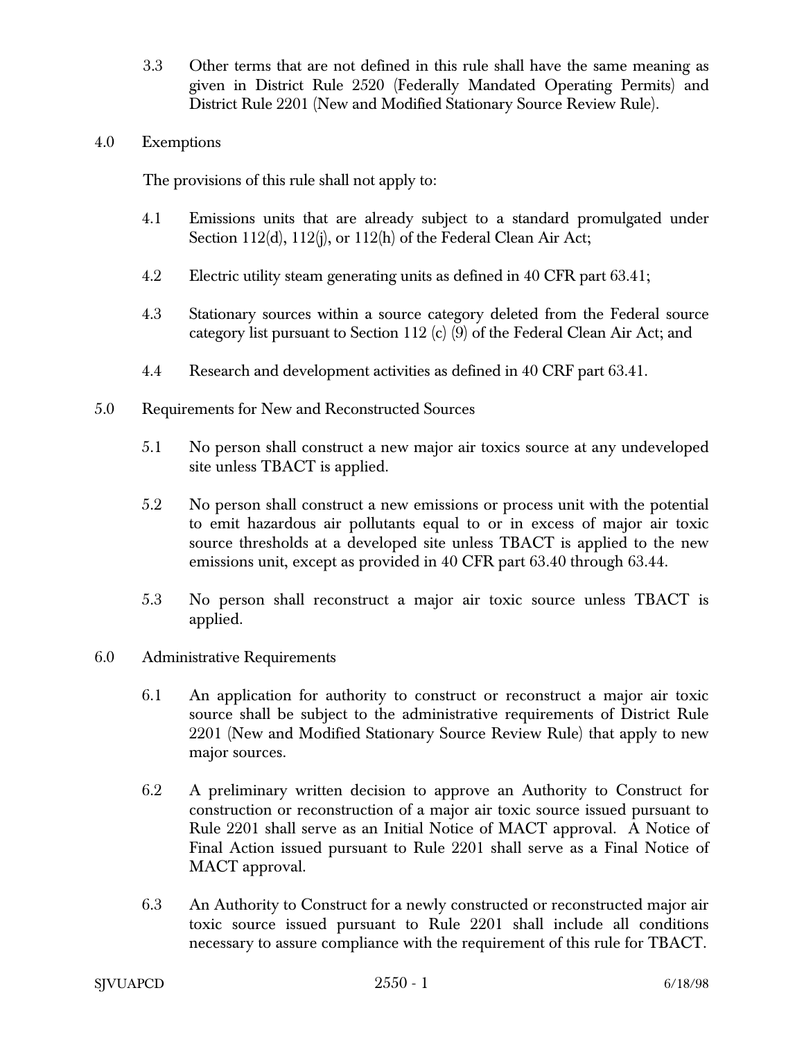3.3 Other terms that are not defined in this rule shall have the same meaning as given in District Rule 2520 (Federally Mandated Operating Permits) and District Rule 2201 (New and Modified Stationary Source Review Rule).

## 4.0 Exemptions

The provisions of this rule shall not apply to:

4.1 Emissions units that are already subject to a standard promulgated under Section 112(d), 112(j), or 112(h) of the Federal Clean Air Act;

4.2 Electric utility steam generating units as defined in 40 CFR part 63.41;

4.3 Stationary sources within a source category deleted from the Federal source category list pursuant to Section 112 (c) (9) of the Federal Clean Air Act; and

4.4 Research and development activities as defined in 40 CRF part 63.41.

## 5.0 Requirements for New and Reconstructed Sources

5.1 No person shall construct a new major air toxics source at any undeveloped site unless TBACT is applied.

5.2 No person shall construct a new emissions or process unit with the potential to emit hazardous air pollutants equal to or in excess of major air toxic source thresholds at a developed site unless TBACT is applied to the new emissions unit, except as provided in 40 CFR part 63.40 through 63.44.

5.3 No person shall reconstruct a major air toxic source unless TBACT is applied.

## 6.0 Administrative Requirements

6.1 An application for authority to construct or reconstruct a major air toxic source shall be subject to the administrative requirements of District Rule 2201 (New and Modified Stationary Source Review Rule) that apply to new major sources.

6.2 A preliminary written decision to approve an Authority to Construct for construction or reconstruction of a major air toxic source issued pursuant to Rule 2201 shall serve as an Initial Notice of MACT approval. A Notice of Final Action issued pursuant to Rule 2201 shall serve as a Final Notice of MACT approval.

6.3 An Authority to Construct for a newly constructed or reconstructed major air toxic source issued pursuant to Rule 2201 shall include all conditions necessary to assure compliance with the requirement of this rule for TBACT.